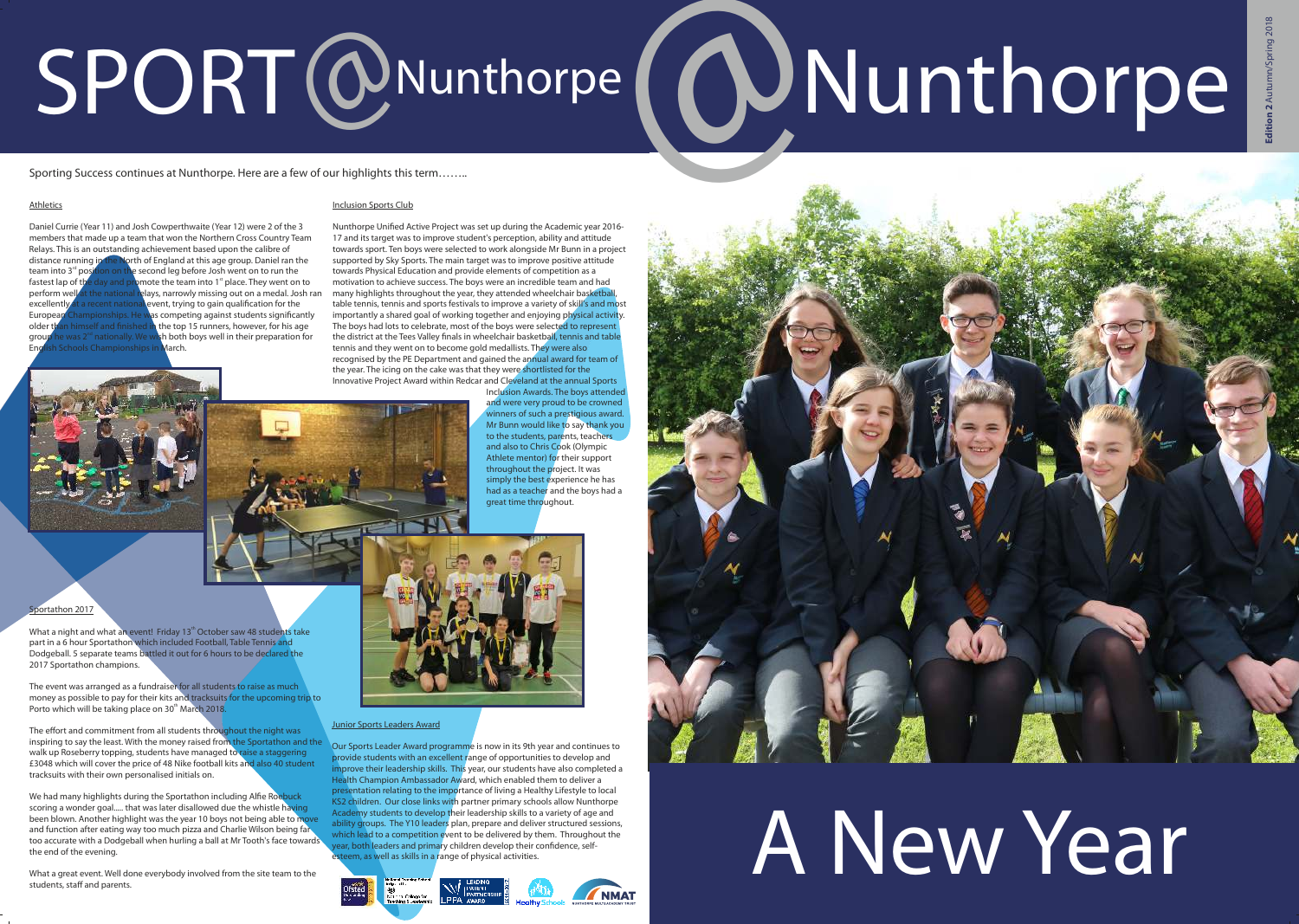# SPORT @Nunthorpe

**Edition 2** Autumn/Spring 2018

Sporting Success continues at Nunthorpe. Here are a few of our highlights this term……..

## Athletics

Daniel Currie (Year 11) and Josh Cowperthwaite (Year 12) were 2 of the 3 members that made up a team that won the Northern Cross Country Team Relays. This is an outstanding achievement based upon the calibre of distance running in the North of England at this age group. Daniel ran the team into 3rd position on the second leg before Josh went on to run the fastest lap of the day and promote the team into 1st place. They went on to perform well at the national relays, narrowly missing out on a medal. Josh ran excellently at a recent national event, trying to gain qualification for the European Championships. He was competing against students significantly older than himself and finished in the top 15 runners, however, for his age group he was 2nd nationally. We wish both boys well in their preparation for English Schools Championships in March.

## Inclusion Sports Club

Nunthorpe Unified Active Project was set up during the Academic year 2016-17 and its target was to improve student's perception, ability and attitude towards sport. Ten boys were selected to work alongside Mr Bunn in a project supported by Sky Sports. The main target was to improve positive attitude towards Physical Education and provide elements of competition as a motivation to achieve success. The boys were an incredible team and had many highlights throughout the year, they attended wheelchair basketball, table tennis, tennis and sports festivals to improve a variety of skill's and most importantly a shared goal of working together and enjoying physical activity. The boys had lots to celebrate, most of the boys were selected to represent the district at the Tees Valley finals in wheelchair basketball, tennis and table tennis and they went on to become gold medallists. They were also recognised by the PE Department and gained the annual award for team of the year. The icing on the cake was that they were shortlisted for the Innovative Project Award within Redcar and Cleveland at the annual Sports Inclusion Awards. The boys attended and were very proud to be crowned winners of such a prestigious award. Mr Bunn would like to say thank you to the students, parents, teachers and also to Chris Cook (Olympic Athlete mentor) for their support throughout the project. It was simply the best experience he has had as a teacher and the boys had a great time throughout.

## Sportathon 2017

What a night and what an event! Friday 13th October saw 48 students take part in a 6 hour Sportathon which included Football, Table Tennis and Dodgeball. 5 separate teams battled it out for 6 hours to be declared the 2017 Sportathon champions.

The event was arranged as a fundraiser for all students to raise as much money as possible to pay for their kits and tracksuits for the upcoming trip to Porto which will be taking place on 30th March 2018.

The effort and commitment from all students throughout the night was inspiring to say the least. With the money raised from the Sportathon and the walk up Roseberry topping, students have managed to raise a staggering £3048 which will cover the price of 48 Nike football kits and also 40 student tracksuits with their own personalised initials on.

We had many highlights during the Sportathon including Alfie Roebuck scoring a wonder goal..... that was later disallowed due the whistle having been blown. Another highlight was the year 10 boys not being able to move and function after eating way too much pizza and Charlie Wilson being far too accurate with a Dodgeball when hurling a ball at Mr Tooth's face towards the end of the evening.

What a great event. Well done everybody involved from the site team to the students, staff and parents.

## Junior Sports Leaders Award

Our Sports Leader Award programme is now in its 9th year and continues to provide students with an excellent range of opportunities to develop and improve their leadership skills. This year, our students have also completed a Health Champion Ambassador Award, which enabled them to deliver a presentation relating to the importance of living a Healthy Lifestyle to local KS2 children. Our close links with partner primary schools allow Nunthorpe Academy students to develop their leadership skills to a variety of age and ability groups. The Y10 leaders plan, prepare and deliver structured sessions, which lead to a competition event to be delivered by them. Throughout the year, both leaders and primary children develop their confidence, self-esteem, as well as skills in a range of physical activities.

# A New Year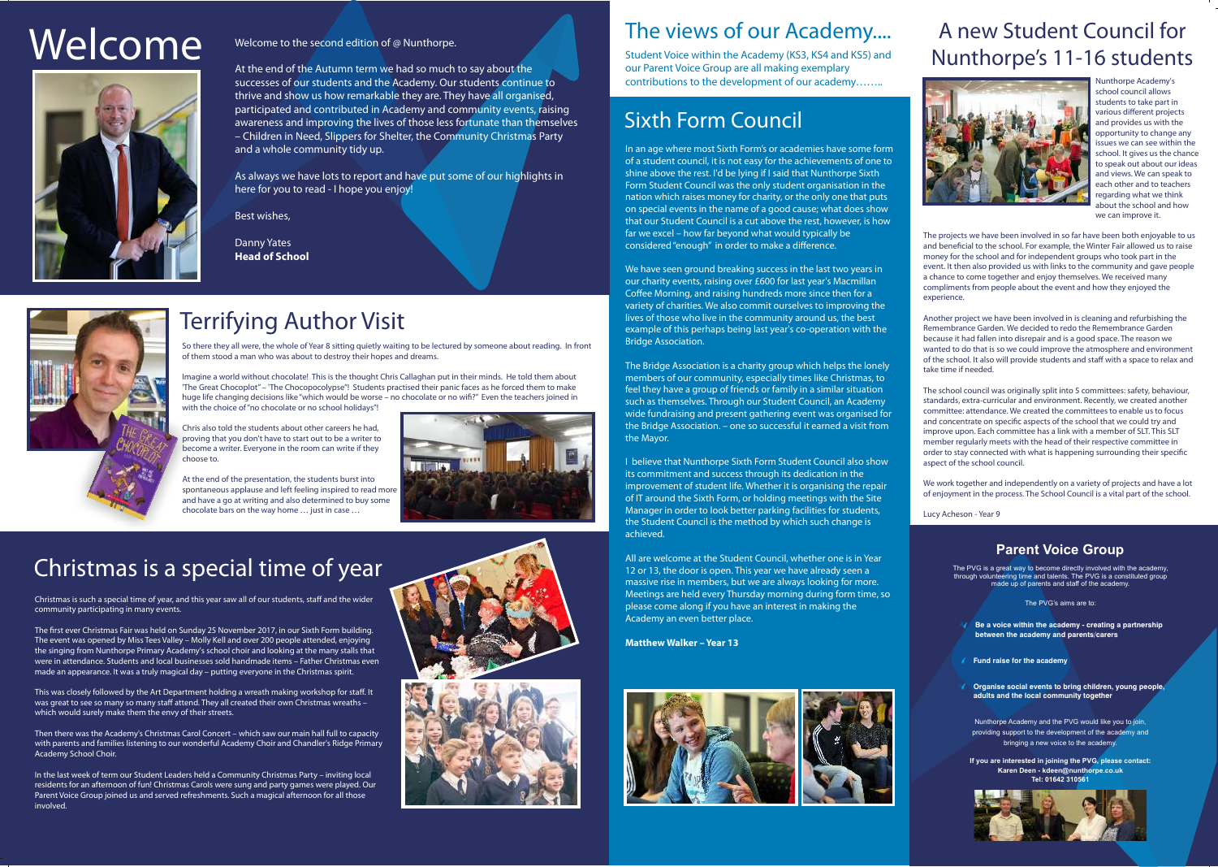# Welcome

Welcome to the second edition of @ Nunthorpe.

At the end of the Autumn term we had so much to say about the successes of our students and the Academy. Our students continue to thrive and show us how remarkable they are. They have all organised, participated and contributed in Academy and community events, raising awareness and improving the lives of those less fortunate than themselves – Children in Need, Slippers for Shelter, the Community Christmas Party and a whole community tidy up.

As always we have lots to report and have put some of our highlights in here for you to read - I hope you enjoy!

Best wishes,

Danny Yates
**Head of School**

# Terrifying Author Visit

So there they all were, the whole of Year 8 sitting quietly waiting to be lectured by someone about reading. In front of them stood a man who was about to destroy their hopes and dreams.

Imagine a world without chocolate! This is the thought Chris Callaghan put in their minds. He told them about 'The Great Chocoplot" – 'The Chocopocolypse"! Students practised their panic faces as he forced them to make huge life changing decisions like "which would be worse – no chocolate or no wifi?" Even the teachers joined in with the choice of "no chocolate or no school holidays"!

Chris also told the students about other careers he had, proving that you don't have to start out to be a writer to become a writer. Everyone in the room can write if they choose to.

At the end of the presentation, the students burst into spontaneous applause and left feeling inspired to read more and have a go at writing and also determined to buy some chocolate bars on the way home … just in case …

# Christmas is a special time of year

Christmas is such a special time of year, and this year saw all of our students, staff and the wider community participating in many events.

The first ever Christmas Fair was held on Sunday 25 November 2017, in our Sixth Form building. The event was opened by Miss Tees Valley – Molly Kell and over 200 people attended, enjoying the singing from Nunthorpe Primary Academy's school choir and looking at the many stalls that were in attendance. Students and local businesses sold handmade items – Father Christmas even made an appearance. It was a truly magical day – putting everyone in the Christmas spirit.

This was closely followed by the Art Department holding a wreath making workshop for staff. It was great to see so many so many staff attend. They all created their own Christmas wreaths – which would surely make them the envy of their streets.

Then there was the Academy's Christmas Carol Concert – which saw our main hall full to capacity with parents and families listening to our wonderful Academy Choir and Chandler's Ridge Primary Academy School Choir.

In the last week of term our Student Leaders held a Community Christmas Party – inviting local residents for an afternoon of fun! Christmas Carols were sung and party games were played. Our Parent Voice Group joined us and served refreshments. Such a magical afternoon for all those involved.

# The views of our Academy....

Student Voice within the Academy (KS3, KS4 and KS5) and our Parent Voice Group are all making exemplary contributions to the development of our academy……..

## Sixth Form Council

In an age where most Sixth Form's or academies have some form of a student council, it is not easy for the achievements of one to shine above the rest. I'd be lying if I said that Nunthorpe Sixth Form Student Council was the only student organisation in the nation which raises money for charity, or the only one that puts on special events in the name of a good cause; what does show that our Student Council is a cut above the rest, however, is how far we excel – how far beyond what would typically be considered "enough" in order to make a difference.

We have seen ground breaking success in the last two years in our charity events, raising over £600 for last year's Macmillan Coffee Morning, and raising hundreds more since then for a variety of charities. We also commit ourselves to improving the lives of those who live in the community around us, the best example of this perhaps being last year's co-operation with the Bridge Association.

The Bridge Association is a charity group which helps the lonely members of our community, especially times like Christmas, to feel they have a group of friends or family in a similar situation such as themselves. Through our Student Council, an Academy wide fundraising and present gathering event was organised for the Bridge Association. – one so successful it earned a visit from the Mayor.

I believe that Nunthorpe Sixth Form Student Council also show its commitment and success through its dedication in the improvement of student life. Whether it is organising the repair of IT around the Sixth Form, or holding meetings with the Site Manager in order to look better parking facilities for students, the Student Council is the method by which such change is achieved.

All are welcome at the Student Council, whether one is in Year 12 or 13, the door is open. This year we have already seen a massive rise in members, but we are always looking for more. Meetings are held every Thursday morning during form time, so please come along if you have an interest in making the Academy an even better place.

**Matthew Walker – Year 13**

# A new Student Council for Nunthorpe's 11-16 students

Nunthorpe Academy's school council allows students to take part in various different projects and provides us with the opportunity to change any issues we can see within the school. It gives us the chance to speak out about our ideas and views. We can speak to each other and to teachers regarding what we think about the school and how we can improve it.

The projects we have been involved in so far have been both enjoyable to us and beneficial to the school. For example, the Winter Fair allowed us to raise money for the school and for independent groups who took part in the event. It then also provided us with links to the community and gave people a chance to come together and enjoy themselves. We received many compliments from people about the event and how they enjoyed the experience.

Another project we have been involved in is cleaning and refurbishing the Remembrance Garden. We decided to redo the Remembrance Garden because it had fallen into disrepair and is a good space. The reason we wanted to do that is so we could improve the atmosphere and environment of the school. It also will provide students and staff with a space to relax and take time if needed.

The school council was originally split into 5 committees: safety, behaviour, standards, extra-curricular and environment. Recently, we created another committee: attendance. We created the committees to enable us to focus and concentrate on specific aspects of the school that we could try and improve upon. Each committee has a link with a member of SLT. This SLT member regularly meets with the head of their respective committee in order to stay connected with what is happening surrounding their specific aspect of the school council.

We work together and independently on a variety of projects and have a lot of enjoyment in the process. The School Council is a vital part of the school.

Lucy Acheson - Year 9

## Parent Voice Group

The PVG is a great way to become directly involved with the academy, through volunteering time and talents. The PVG is a constituted group made up of parents and staff of the academy.

The PVG's aims are to:

- **Be a voice within the academy - creating a partnership between the academy and parents/carers**
- **Fund raise for the academy**
- **Organise social events to bring children, young people, adults and the local community together**

Nunthorpe Academy and the PVG would like you to join, providing support to the development of the academy and bringing a new voice to the academy.

**If you are interested in joining the PVG, please contact:**
**Karen Deen - kdeen@nunthorpe.co.uk**
**Tel: 01642 310561**